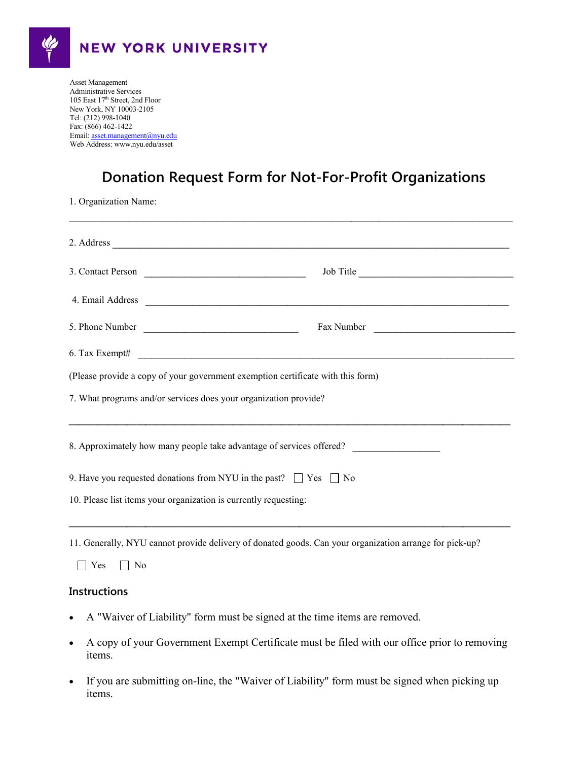**NEW YORK UNIVERSITY**

Asset Management
Administrative Services
105 East 17th Street, 2nd Floor
New York, NY 10003-2105
Tel: (212) 998-1040
Fax: (866) 462-1422
Email: asset.management@nyu.edu
Web Address: www.nyu.edu/asset

# Donation Request Form for Not-For-Profit Organizations

1. Organization Name:

______________________________________________________________________________

2. Address ______________________________________________________________________

3. Contact Person ______________________________ Job Title ______________________________

4. Email Address ________________________________________________________________

5. Phone Number ____________________________ Fax Number ___________________________

6. Tax Exempt# __________________________________________________________________

(Please provide a copy of your government exemption certificate with this form)

7. What programs and/or services does your organization provide?

______________________________________________________________________________

8. Approximately how many people take advantage of services offered? ________________

9. Have you requested donations from NYU in the past? ☐ Yes ☐ No

10. Please list items your organization is currently requesting:

______________________________________________________________________________

11. Generally, NYU cannot provide delivery of donated goods. Can your organization arrange for pick-up?

☐ Yes ☐ No

## Instructions

- A "Waiver of Liability" form must be signed at the time items are removed.
- A copy of your Government Exempt Certificate must be filed with our office prior to removing items.
- If you are submitting on-line, the "Waiver of Liability" form must be signed when picking up items.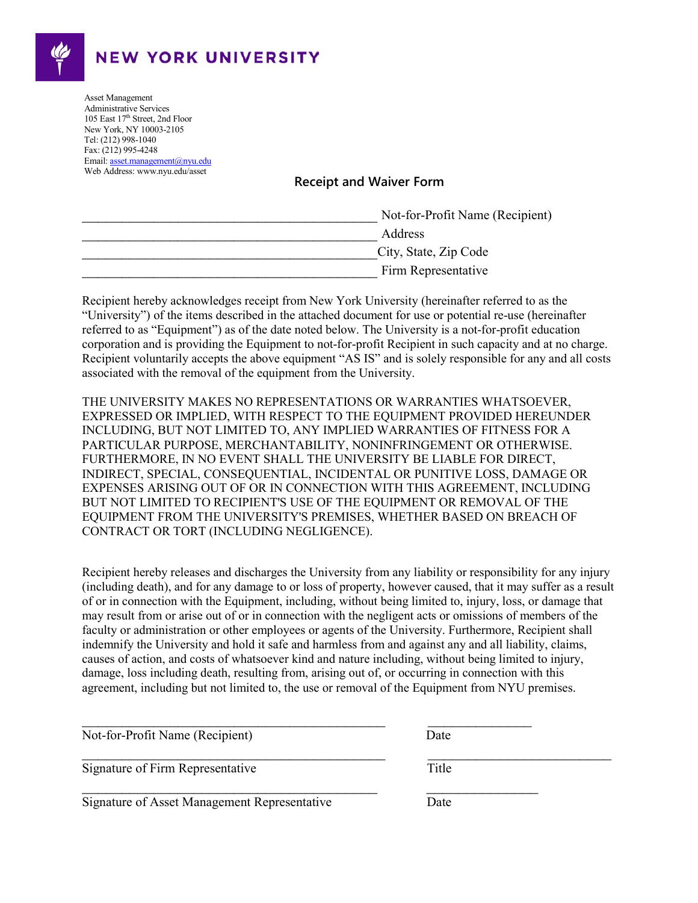**NEW YORK UNIVERSITY**

Asset Management
Administrative Services
105 East 17th Street, 2nd Floor
New York, NY 10003-2105
Tel: (212) 998-1040
Fax: (212) 995-4248
Email: asset.management@nyu.edu
Web Address: www.nyu.edu/asset

## Receipt and Waiver Form

\_\_\_\_\_\_\_\_\_\_\_\_\_\_\_\_\_\_\_\_\_\_\_\_\_\_\_\_\_\_\_\_\_\_\_\_\_\_\_\_\_\_ Not-for-Profit Name (Recipient)

\_\_\_\_\_\_\_\_\_\_\_\_\_\_\_\_\_\_\_\_\_\_\_\_\_\_\_\_\_\_\_\_\_\_\_\_\_\_\_\_\_\_ Address

\_\_\_\_\_\_\_\_\_\_\_\_\_\_\_\_\_\_\_\_\_\_\_\_\_\_\_\_\_\_\_\_\_\_\_\_\_\_\_\_\_\_ City, State, Zip Code

\_\_\_\_\_\_\_\_\_\_\_\_\_\_\_\_\_\_\_\_\_\_\_\_\_\_\_\_\_\_\_\_\_\_\_\_\_\_\_\_\_\_ Firm Representative

Recipient hereby acknowledges receipt from New York University (hereinafter referred to as the "University") of the items described in the attached document for use or potential re-use (hereinafter referred to as "Equipment") as of the date noted below. The University is a not-for-profit education corporation and is providing the Equipment to not-for-profit Recipient in such capacity and at no charge. Recipient voluntarily accepts the above equipment "AS IS" and is solely responsible for any and all costs associated with the removal of the equipment from the University.

THE UNIVERSITY MAKES NO REPRESENTATIONS OR WARRANTIES WHATSOEVER, EXPRESSED OR IMPLIED, WITH RESPECT TO THE EQUIPMENT PROVIDED HEREUNDER INCLUDING, BUT NOT LIMITED TO, ANY IMPLIED WARRANTIES OF FITNESS FOR A PARTICULAR PURPOSE, MERCHANTABILITY, NONINFRINGEMENT OR OTHERWISE. FURTHERMORE, IN NO EVENT SHALL THE UNIVERSITY BE LIABLE FOR DIRECT, INDIRECT, SPECIAL, CONSEQUENTIAL, INCIDENTAL OR PUNITIVE LOSS, DAMAGE OR EXPENSES ARISING OUT OF OR IN CONNECTION WITH THIS AGREEMENT, INCLUDING BUT NOT LIMITED TO RECIPIENT'S USE OF THE EQUIPMENT OR REMOVAL OF THE EQUIPMENT FROM THE UNIVERSITY'S PREMISES, WHETHER BASED ON BREACH OF CONTRACT OR TORT (INCLUDING NEGLIGENCE).

Recipient hereby releases and discharges the University from any liability or responsibility for any injury (including death), and for any damage to or loss of property, however caused, that it may suffer as a result of or in connection with the Equipment, including, without being limited to, injury, loss, or damage that may result from or arise out of or in connection with the negligent acts or omissions of members of the faculty or administration or other employees or agents of the University. Furthermore, Recipient shall indemnify the University and hold it safe and harmless from and against any and all liability, claims, causes of action, and costs of whatsoever kind and nature including, without being limited to injury, damage, loss including death, resulting from, arising out of, or occurring in connection with this agreement, including but not limited to, the use or removal of the Equipment from NYU premises.

\_\_\_\_\_\_\_\_\_\_\_\_\_\_\_\_\_\_\_\_\_\_\_\_\_\_\_\_\_\_\_\_\_\_\_\_\_\_\_\_\_\_ \_\_\_\_\_\_\_\_\_\_\_\_\_\_\_\_
Not-for-Profit Name (Recipient) Date

\_\_\_\_\_\_\_\_\_\_\_\_\_\_\_\_\_\_\_\_\_\_\_\_\_\_\_\_\_\_\_\_\_\_\_\_\_\_\_\_\_\_ \_\_\_\_\_\_\_\_\_\_\_\_\_\_\_\_\_\_\_\_\_\_\_\_\_\_\_\_
Signature of Firm Representative Title

\_\_\_\_\_\_\_\_\_\_\_\_\_\_\_\_\_\_\_\_\_\_\_\_\_\_\_\_\_\_\_\_\_\_\_\_\_\_\_\_\_\_ \_\_\_\_\_\_\_\_\_\_\_\_\_\_\_\_
Signature of Asset Management Representative Date